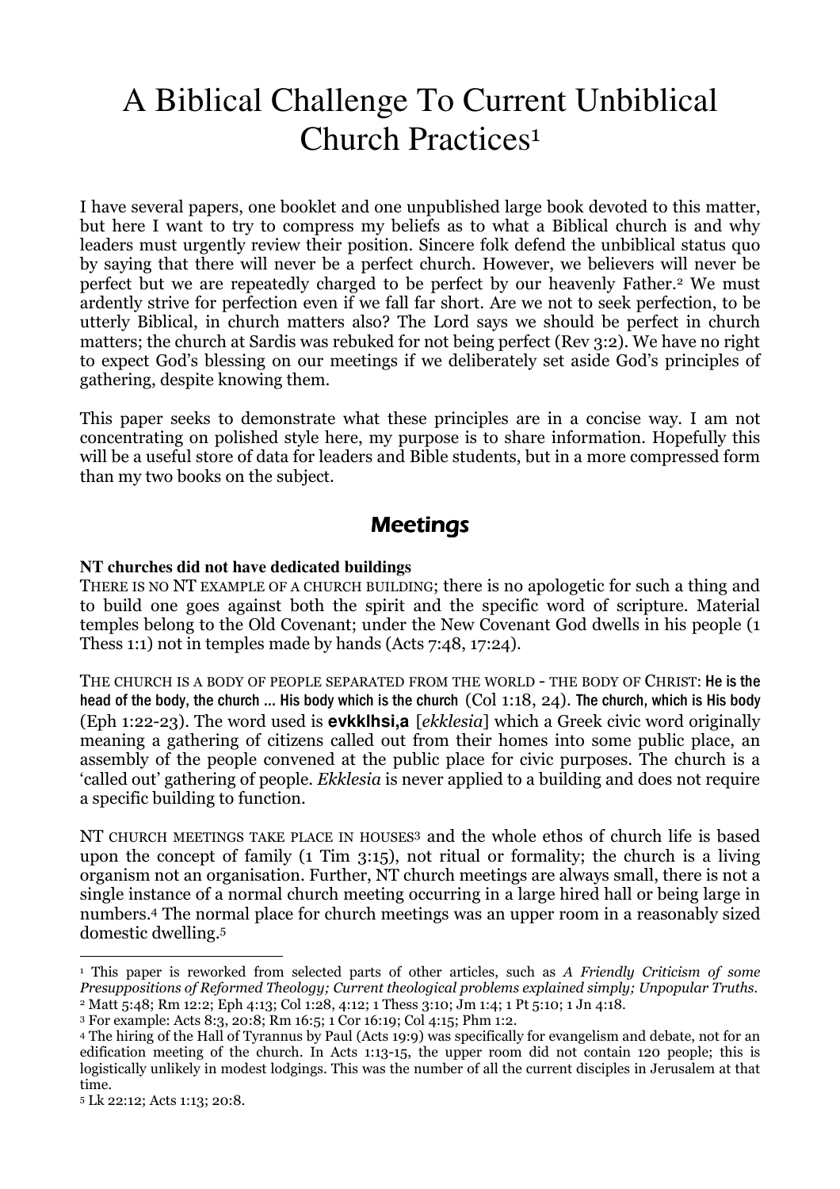# A Biblical Challenge To Current Unbiblical Church Practices[1]

I have several papers, one booklet and one unpublished large book devoted to this matter, but here I want to try to compress my beliefs as to what a Biblical church is and why leaders must urgently review their position. Sincere folk defend the unbiblical status quo by saying that there will never be a perfect church. However, we believers will never be perfect but we are repeatedly charged to be perfect by our heavenly Father.[2] We must ardently strive for perfection even if we fall far short. Are we not to seek perfection, to be utterly Biblical, in church matters also? The Lord says we should be perfect in church matters; the church at Sardis was rebuked for not being perfect (Rev 3:2). We have no right to expect God's blessing on our meetings if we deliberately set aside God's principles of gathering, despite knowing them.

This paper seeks to demonstrate what these principles are in a concise way. I am not concentrating on polished style here, my purpose is to share information. Hopefully this will be a useful store of data for leaders and Bible students, but in a more compressed form than my two books on the subject.

## Meetings

**NT churches did not have dedicated buildings**

THERE IS NO NT EXAMPLE OF A CHURCH BUILDING; there is no apologetic for such a thing and to build one goes against both the spirit and the specific word of scripture. Material temples belong to the Old Covenant; under the New Covenant God dwells in his people (1 Thess 1:1) not in temples made by hands (Acts 7:48, 17:24).

THE CHURCH IS A BODY OF PEOPLE SEPARATED FROM THE WORLD - THE BODY OF CHRIST: He is the head of the body, the church ... His body which is the church (Col 1:18, 24). The church, which is His body (Eph 1:22-23). The word used is **evkklhsi,a** [*ekklesia*] which a Greek civic word originally meaning a gathering of citizens called out from their homes into some public place, an assembly of the people convened at the public place for civic purposes. The church is a 'called out' gathering of people. *Ekklesia* is never applied to a building and does not require a specific building to function.

NT CHURCH MEETINGS TAKE PLACE IN HOUSES[3] and the whole ethos of church life is based upon the concept of family (1 Tim 3:15), not ritual or formality; the church is a living organism not an organisation. Further, NT church meetings are always small, there is not a single instance of a normal church meeting occurring in a large hired hall or being large in numbers.[4] The normal place for church meetings was an upper room in a reasonably sized domestic dwelling.[5]

---

[1] This paper is reworked from selected parts of other articles, such as *A Friendly Criticism of some Presuppositions of Reformed Theology; Current theological problems explained simply; Unpopular Truths.*

[2] Matt 5:48; Rm 12:2; Eph 4:13; Col 1:28, 4:12; 1 Thess 3:10; Jm 1:4; 1 Pt 5:10; 1 Jn 4:18.

[3] For example: Acts 8:3, 20:8; Rm 16:5; 1 Cor 16:19; Col 4:15; Phm 1:2.

[4] The hiring of the Hall of Tyrannus by Paul (Acts 19:9) was specifically for evangelism and debate, not for an edification meeting of the church. In Acts 1:13-15, the upper room did not contain 120 people; this is logistically unlikely in modest lodgings. This was the number of all the current disciples in Jerusalem at that time.

[5] Lk 22:12; Acts 1:13; 20:8.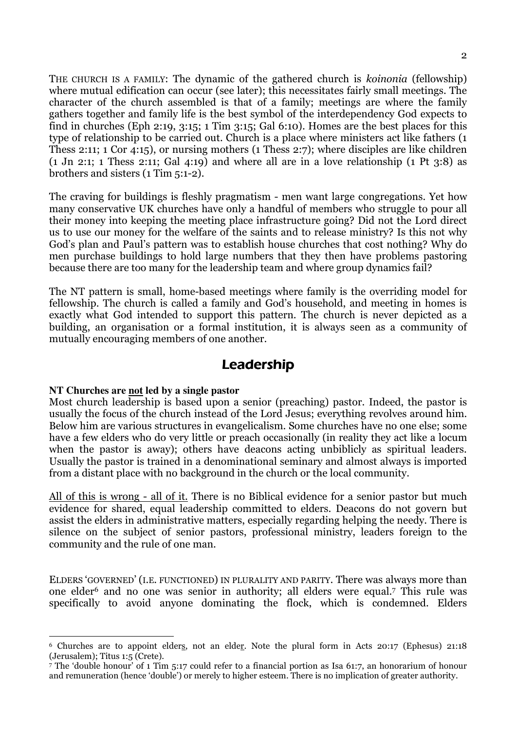THE CHURCH IS A FAMILY: The dynamic of the gathered church is *koinonia* (fellowship) where mutual edification can occur (see later); this necessitates fairly small meetings. The character of the church assembled is that of a family; meetings are where the family gathers together and family life is the best symbol of the interdependency God expects to find in churches (Eph 2:19, 3:15; 1 Tim 3:15; Gal 6:10). Homes are the best places for this type of relationship to be carried out. Church is a place where ministers act like fathers (1 Thess 2:11; 1 Cor 4:15), or nursing mothers (1 Thess 2:7); where disciples are like children (1 Jn 2:1; 1 Thess 2:11; Gal 4:19) and where all are in a love relationship (1 Pt 3:8) as brothers and sisters (1 Tim 5:1-2).

The craving for buildings is fleshly pragmatism - men want large congregations. Yet how many conservative UK churches have only a handful of members who struggle to pour all their money into keeping the meeting place infrastructure going? Did not the Lord direct us to use our money for the welfare of the saints and to release ministry? Is this not why God's plan and Paul's pattern was to establish house churches that cost nothing? Why do men purchase buildings to hold large numbers that they then have problems pastoring because there are too many for the leadership team and where group dynamics fail?

The NT pattern is small, home-based meetings where family is the overriding model for fellowship. The church is called a family and God's household, and meeting in homes is exactly what God intended to support this pattern. The church is never depicted as a building, an organisation or a formal institution, it is always seen as a community of mutually encouraging members of one another.

## Leadership

**NT Churches are not led by a single pastor**

Most church leadership is based upon a senior (preaching) pastor. Indeed, the pastor is usually the focus of the church instead of the Lord Jesus; everything revolves around him. Below him are various structures in evangelicalism. Some churches have no one else; some have a few elders who do very little or preach occasionally (in reality they act like a locum when the pastor is away); others have deacons acting unbiblicly as spiritual leaders. Usually the pastor is trained in a denominational seminary and almost always is imported from a distant place with no background in the church or the local community.

All of this is wrong - all of it. There is no Biblical evidence for a senior pastor but much evidence for shared, equal leadership committed to elders. Deacons do not govern but assist the elders in administrative matters, especially regarding helping the needy. There is silence on the subject of senior pastors, professional ministry, leaders foreign to the community and the rule of one man.

ELDERS 'GOVERNED' (I.E. FUNCTIONED) IN PLURALITY AND PARITY. There was always more than one elder[6] and no one was senior in authority; all elders were equal.[7] This rule was specifically to avoid anyone dominating the flock, which is condemned. Elders

---

[6] Churches are to appoint elders, not an elder. Note the plural form in Acts 20:17 (Ephesus) 21:18 (Jerusalem); Titus 1:5 (Crete).

[7] The 'double honour' of 1 Tim 5:17 could refer to a financial portion as Isa 61:7, an honorarium of honour and remuneration (hence 'double') or merely to higher esteem. There is no implication of greater authority.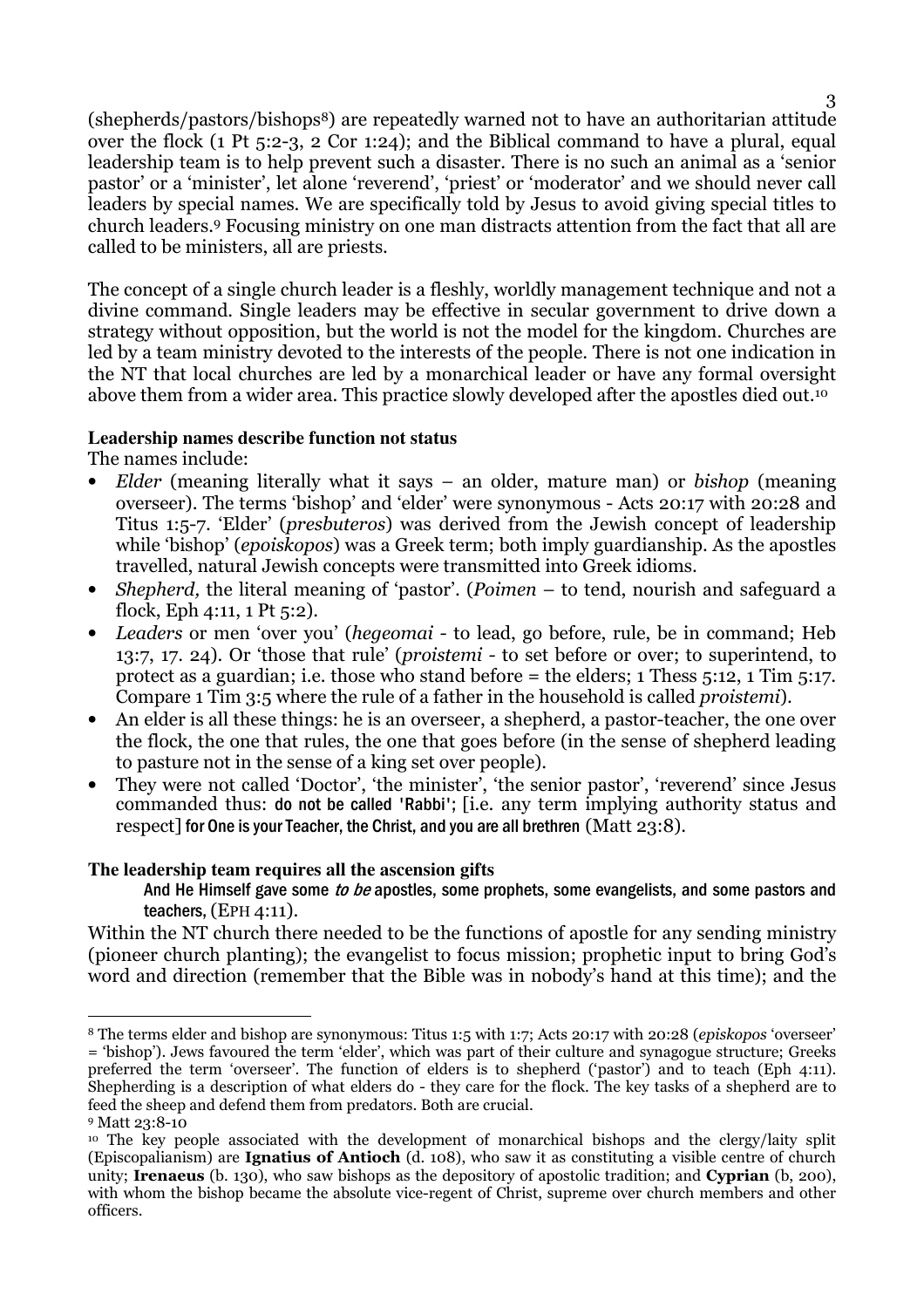(shepherds/pastors/bishops[8]) are repeatedly warned not to have an authoritarian attitude over the flock (1 Pt 5:2-3, 2 Cor 1:24); and the Biblical command to have a plural, equal leadership team is to help prevent such a disaster. There is no such an animal as a 'senior pastor' or a 'minister', let alone 'reverend', 'priest' or 'moderator' and we should never call leaders by special names. We are specifically told by Jesus to avoid giving special titles to church leaders.[9] Focusing ministry on one man distracts attention from the fact that all are called to be ministers, all are priests.

The concept of a single church leader is a fleshly, worldly management technique and not a divine command. Single leaders may be effective in secular government to drive down a strategy without opposition, but the world is not the model for the kingdom. Churches are led by a team ministry devoted to the interests of the people. There is not one indication in the NT that local churches are led by a monarchical leader or have any formal oversight above them from a wider area. This practice slowly developed after the apostles died out.[10]

**Leadership names describe function not status**

The names include:

- *Elder* (meaning literally what it says – an older, mature man) or *bishop* (meaning overseer). The terms 'bishop' and 'elder' were synonymous - Acts 20:17 with 20:28 and Titus 1:5-7. 'Elder' (*presbuteros*) was derived from the Jewish concept of leadership while 'bishop' (*epoiskopos*) was a Greek term; both imply guardianship. As the apostles travelled, natural Jewish concepts were transmitted into Greek idioms.
- *Shepherd,* the literal meaning of 'pastor'. (*Poimen* – to tend, nourish and safeguard a flock, Eph 4:11, 1 Pt 5:2).
- *Leaders* or men 'over you' (*hegeomai* - to lead, go before, rule, be in command; Heb 13:7, 17. 24). Or 'those that rule' (*proistemi* - to set before or over; to superintend, to protect as a guardian; i.e. those who stand before = the elders; 1 Thess 5:12, 1 Tim 5:17. Compare 1 Tim 3:5 where the rule of a father in the household is called *proistemi*).
- An elder is all these things: he is an overseer, a shepherd, a pastor-teacher, the one over the flock, the one that rules, the one that goes before (in the sense of shepherd leading to pasture not in the sense of a king set over people).
- They were not called 'Doctor', 'the minister', 'the senior pastor', 'reverend' since Jesus commanded thus: do not be called 'Rabbi'; [i.e. any term implying authority status and respect] for One is your Teacher, the Christ, and you are all brethren (Matt 23:8).

**The leadership team requires all the ascension gifts**

> And He Himself gave some *to be* apostles, some prophets, some evangelists, and some pastors and teachers, (EPH 4:11).

Within the NT church there needed to be the functions of apostle for any sending ministry (pioneer church planting); the evangelist to focus mission; prophetic input to bring God's word and direction (remember that the Bible was in nobody's hand at this time); and the

---

[8] The terms elder and bishop are synonymous: Titus 1:5 with 1:7; Acts 20:17 with 20:28 (*episkopos* 'overseer' = 'bishop'). Jews favoured the term 'elder', which was part of their culture and synagogue structure; Greeks preferred the term 'overseer'. The function of elders is to shepherd ('pastor') and to teach (Eph 4:11). Shepherding is a description of what elders do - they care for the flock. The key tasks of a shepherd are to feed the sheep and defend them from predators. Both are crucial.

[9] Matt 23:8-10

[10] The key people associated with the development of monarchical bishops and the clergy/laity split (Episcopalianism) are **Ignatius of Antioch** (d. 108), who saw it as constituting a visible centre of church unity; **Irenaeus** (b. 130), who saw bishops as the depository of apostolic tradition; and **Cyprian** (b, 200), with whom the bishop became the absolute vice-regent of Christ, supreme over church members and other officers.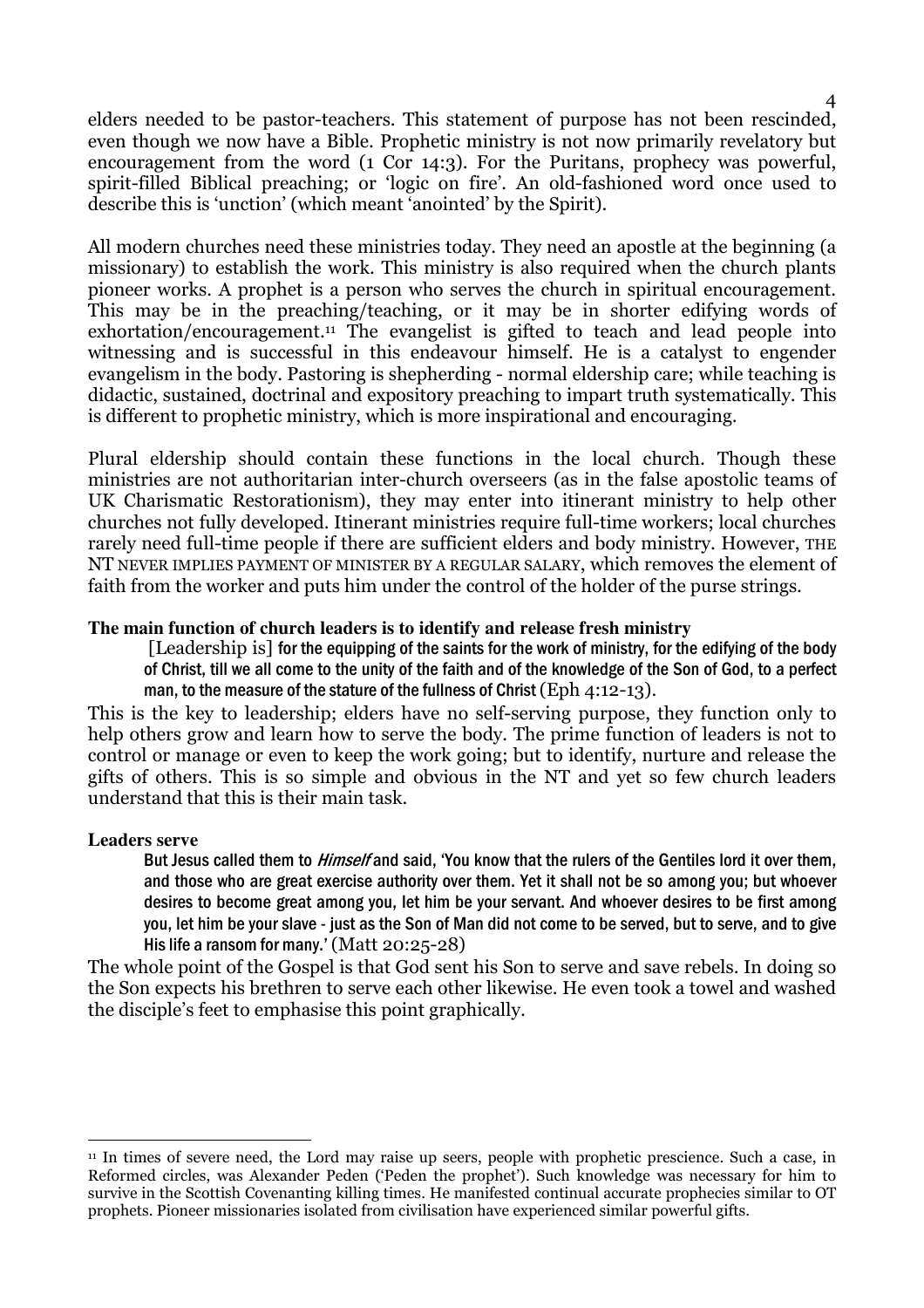elders needed to be pastor-teachers. This statement of purpose has not been rescinded, even though we now have a Bible. Prophetic ministry is not now primarily revelatory but encouragement from the word (1 Cor 14:3). For the Puritans, prophecy was powerful, spirit-filled Biblical preaching; or 'logic on fire'. An old-fashioned word once used to describe this is 'unction' (which meant 'anointed' by the Spirit).

All modern churches need these ministries today. They need an apostle at the beginning (a missionary) to establish the work. This ministry is also required when the church plants pioneer works. A prophet is a person who serves the church in spiritual encouragement. This may be in the preaching/teaching, or it may be in shorter edifying words of exhortation/encouragement.[11] The evangelist is gifted to teach and lead people into witnessing and is successful in this endeavour himself. He is a catalyst to engender evangelism in the body. Pastoring is shepherding - normal eldership care; while teaching is didactic, sustained, doctrinal and expository preaching to impart truth systematically. This is different to prophetic ministry, which is more inspirational and encouraging.

Plural eldership should contain these functions in the local church. Though these ministries are not authoritarian inter-church overseers (as in the false apostolic teams of UK Charismatic Restorationism), they may enter into itinerant ministry to help other churches not fully developed. Itinerant ministries require full-time workers; local churches rarely need full-time people if there are sufficient elders and body ministry. However, THE NT NEVER IMPLIES PAYMENT OF MINISTER BY A REGULAR SALARY, which removes the element of faith from the worker and puts him under the control of the holder of the purse strings.

**The main function of church leaders is to identify and release fresh ministry**

> [Leadership is] for the equipping of the saints for the work of ministry, for the edifying of the body of Christ, till we all come to the unity of the faith and of the knowledge of the Son of God, to a perfect man, to the measure of the stature of the fullness of Christ (Eph 4:12-13).

This is the key to leadership; elders have no self-serving purpose, they function only to help others grow and learn how to serve the body. The prime function of leaders is not to control or manage or even to keep the work going; but to identify, nurture and release the gifts of others. This is so simple and obvious in the NT and yet so few church leaders understand that this is their main task.

**Leaders serve**

> But Jesus called them to *Himself* and said, 'You know that the rulers of the Gentiles lord it over them, and those who are great exercise authority over them. Yet it shall not be so among you; but whoever desires to become great among you, let him be your servant. And whoever desires to be first among you, let him be your slave - just as the Son of Man did not come to be served, but to serve, and to give His life a ransom for many.' (Matt 20:25-28)

The whole point of the Gospel is that God sent his Son to serve and save rebels. In doing so the Son expects his brethren to serve each other likewise. He even took a towel and washed the disciple's feet to emphasise this point graphically.

---

[11] In times of severe need, the Lord may raise up seers, people with prophetic prescience. Such a case, in Reformed circles, was Alexander Peden ('Peden the prophet'). Such knowledge was necessary for him to survive in the Scottish Covenanting killing times. He manifested continual accurate prophecies similar to OT prophets. Pioneer missionaries isolated from civilisation have experienced similar powerful gifts.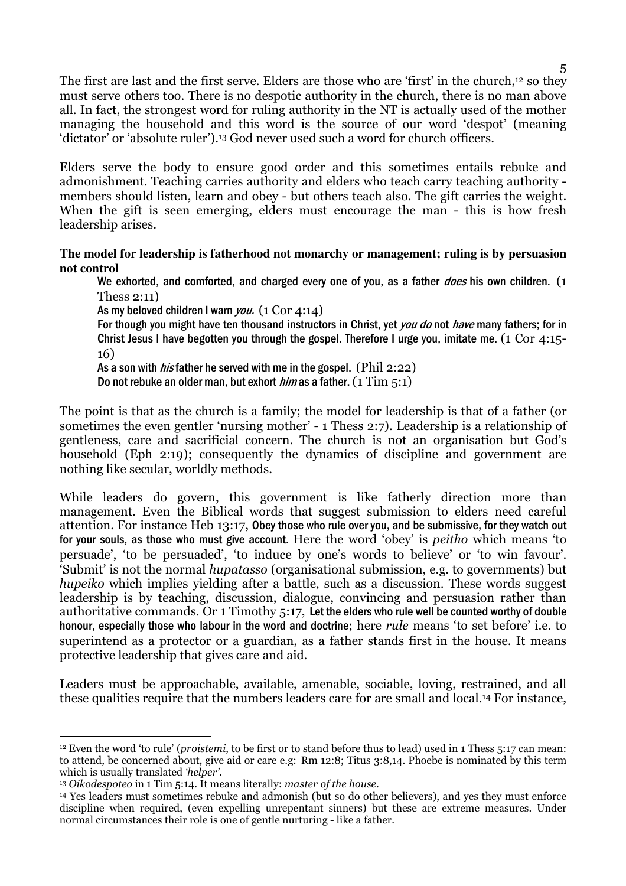The first are last and the first serve. Elders are those who are 'first' in the church,[12] so they must serve others too. There is no despotic authority in the church, there is no man above all. In fact, the strongest word for ruling authority in the NT is actually used of the mother managing the household and this word is the source of our word 'despot' (meaning 'dictator' or 'absolute ruler').[13] God never used such a word for church officers.

Elders serve the body to ensure good order and this sometimes entails rebuke and admonishment. Teaching carries authority and elders who teach carry teaching authority - members should listen, learn and obey - but others teach also. The gift carries the weight. When the gift is seen emerging, elders must encourage the man - this is how fresh leadership arises.

**The model for leadership is fatherhood not monarchy or management; ruling is by persuasion not control**

> We exhorted, and comforted, and charged every one of you, as a father *does* his own children. (1 Thess 2:11)
> As my beloved children I warn *you.* (1 Cor 4:14)
> For though you might have ten thousand instructors in Christ, yet *you do* not *have* many fathers; for in Christ Jesus I have begotten you through the gospel. Therefore I urge you, imitate me. (1 Cor 4:15-16)
> As a son with *his* father he served with me in the gospel. (Phil 2:22)
> Do not rebuke an older man, but exhort *him* as a father. (1 Tim 5:1)

The point is that as the church is a family; the model for leadership is that of a father (or sometimes the even gentler 'nursing mother' - 1 Thess 2:7). Leadership is a relationship of gentleness, care and sacrificial concern. The church is not an organisation but God's household (Eph 2:19); consequently the dynamics of discipline and government are nothing like secular, worldly methods.

While leaders do govern, this government is like fatherly direction more than management. Even the Biblical words that suggest submission to elders need careful attention. For instance Heb 13:17, Obey those who rule over you, and be submissive, for they watch out for your souls, as those who must give account. Here the word 'obey' is *peitho* which means 'to persuade', 'to be persuaded', 'to induce by one's words to believe' or 'to win favour'. 'Submit' is not the normal *hupatasso* (organisational submission, e.g. to governments) but *hupeiko* which implies yielding after a battle, such as a discussion. These words suggest leadership is by teaching, discussion, dialogue, convincing and persuasion rather than authoritative commands. Or 1 Timothy 5:17, Let the elders who rule well be counted worthy of double honour, especially those who labour in the word and doctrine; here *rule* means 'to set before' i.e. to superintend as a protector or a guardian, as a father stands first in the house. It means protective leadership that gives care and aid.

Leaders must be approachable, available, amenable, sociable, loving, restrained, and all these qualities require that the numbers leaders care for are small and local.[14] For instance,

---

[12] Even the word 'to rule' (*proistemi,* to be first or to stand before thus to lead) used in 1 Thess 5:17 can mean: to attend, be concerned about, give aid or care e.g: Rm 12:8; Titus 3:8,14. Phoebe is nominated by this term which is usually translated *'helper'*.

[13] *Oikodespoteo* in 1 Tim 5:14. It means literally: *master of the house*.

[14] Yes leaders must sometimes rebuke and admonish (but so do other believers), and yes they must enforce discipline when required, (even expelling unrepentant sinners) but these are extreme measures. Under normal circumstances their role is one of gentle nurturing - like a father.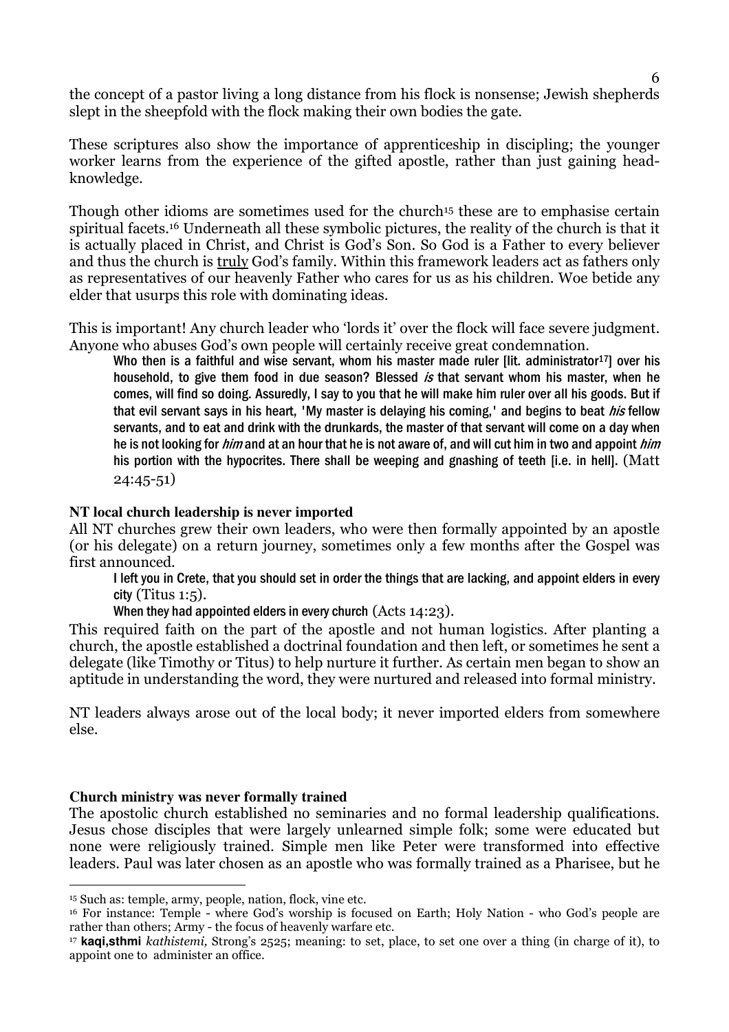the concept of a pastor living a long distance from his flock is nonsense; Jewish shepherds slept in the sheepfold with the flock making their own bodies the gate.

These scriptures also show the importance of apprenticeship in discipling; the younger worker learns from the experience of the gifted apostle, rather than just gaining head-knowledge.

Though other idioms are sometimes used for the church[15] these are to emphasise certain spiritual facets.[16] Underneath all these symbolic pictures, the reality of the church is that it is actually placed in Christ, and Christ is God's Son. So God is a Father to every believer and thus the church is <u>truly</u> God's family. Within this framework leaders act as fathers only as representatives of our heavenly Father who cares for us as his children. Woe betide any elder that usurps this role with dominating ideas.

This is important! Any church leader who 'lords it' over the flock will face severe judgment. Anyone who abuses God's own people will certainly receive great condemnation.

> Who then is a faithful and wise servant, whom his master made ruler [lit. administrator[17]] over his household, to give them food in due season? Blessed *is* that servant whom his master, when he comes, will find so doing. Assuredly, I say to you that he will make him ruler over all his goods. But if that evil servant says in his heart, 'My master is delaying his coming,' and begins to beat *his* fellow servants, and to eat and drink with the drunkards, the master of that servant will come on a day when he is not looking for *him* and at an hour that he is not aware of, and will cut him in two and appoint *him* his portion with the hypocrites. There shall be weeping and gnashing of teeth [i.e. in hell]. (Matt 24:45-51)

**NT local church leadership is never imported**

All NT churches grew their own leaders, who were then formally appointed by an apostle (or his delegate) on a return journey, sometimes only a few months after the Gospel was first announced.

> I left you in Crete, that you should set in order the things that are lacking, and appoint elders in every city (Titus 1:5).
>
> When they had appointed elders in every church (Acts 14:23).

This required faith on the part of the apostle and not human logistics. After planting a church, the apostle established a doctrinal foundation and then left, or sometimes he sent a delegate (like Timothy or Titus) to help nurture it further. As certain men began to show an aptitude in understanding the word, they were nurtured and released into formal ministry.

NT leaders always arose out of the local body; it never imported elders from somewhere else.

**Church ministry was never formally trained**

The apostolic church established no seminaries and no formal leadership qualifications. Jesus chose disciples that were largely unlearned simple folk; some were educated but none were religiously trained. Simple men like Peter were transformed into effective leaders. Paul was later chosen as an apostle who was formally trained as a Pharisee, but he

---

[15] Such as: temple, army, people, nation, flock, vine etc.

[16] For instance: Temple - where God's worship is focused on Earth; Holy Nation - who God's people are rather than others; Army - the focus of heavenly warfare etc.

[17] **kaqi,sthmi** *kathistemi,* Strong's 2525; meaning: to set, place, to set one over a thing (in charge of it), to appoint one to administer an office.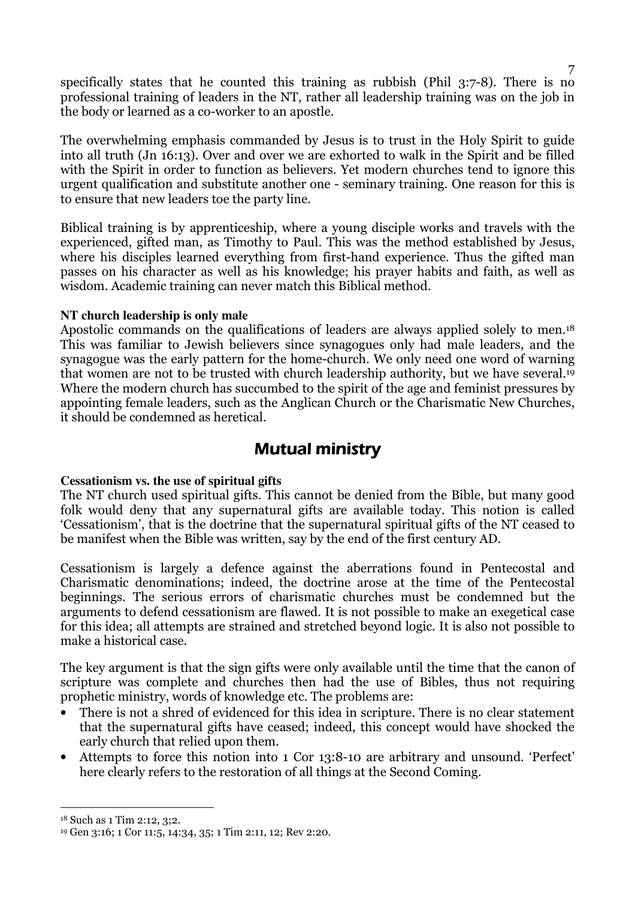specifically states that he counted this training as rubbish (Phil 3:7-8). There is no professional training of leaders in the NT, rather all leadership training was on the job in the body or learned as a co-worker to an apostle.

The overwhelming emphasis commanded by Jesus is to trust in the Holy Spirit to guide into all truth (Jn 16:13). Over and over we are exhorted to walk in the Spirit and be filled with the Spirit in order to function as believers. Yet modern churches tend to ignore this urgent qualification and substitute another one - seminary training. One reason for this is to ensure that new leaders toe the party line.

Biblical training is by apprenticeship, where a young disciple works and travels with the experienced, gifted man, as Timothy to Paul. This was the method established by Jesus, where his disciples learned everything from first-hand experience. Thus the gifted man passes on his character as well as his knowledge; his prayer habits and faith, as well as wisdom. Academic training can never match this Biblical method.

**NT church leadership is only male**

Apostolic commands on the qualifications of leaders are always applied solely to men.[18] This was familiar to Jewish believers since synagogues only had male leaders, and the synagogue was the early pattern for the home-church. We only need one word of warning that women are not to be trusted with church leadership authority, but we have several.[19] Where the modern church has succumbed to the spirit of the age and feminist pressures by appointing female leaders, such as the Anglican Church or the Charismatic New Churches, it should be condemned as heretical.

## Mutual ministry

**Cessationism vs. the use of spiritual gifts**

The NT church used spiritual gifts. This cannot be denied from the Bible, but many good folk would deny that any supernatural gifts are available today. This notion is called 'Cessationism', that is the doctrine that the supernatural spiritual gifts of the NT ceased to be manifest when the Bible was written, say by the end of the first century AD.

Cessationism is largely a defence against the aberrations found in Pentecostal and Charismatic denominations; indeed, the doctrine arose at the time of the Pentecostal beginnings. The serious errors of charismatic churches must be condemned but the arguments to defend cessationism are flawed. It is not possible to make an exegetical case for this idea; all attempts are strained and stretched beyond logic. It is also not possible to make a historical case.

The key argument is that the sign gifts were only available until the time that the canon of scripture was complete and churches then had the use of Bibles, thus not requiring prophetic ministry, words of knowledge etc. The problems are:

- There is not a shred of evidenced for this idea in scripture. There is no clear statement that the supernatural gifts have ceased; indeed, this concept would have shocked the early church that relied upon them.
- Attempts to force this notion into 1 Cor 13:8-10 are arbitrary and unsound. 'Perfect' here clearly refers to the restoration of all things at the Second Coming.

---

[18] Such as 1 Tim 2:12, 3;2.

[19] Gen 3:16; 1 Cor 11:5, 14:34, 35; 1 Tim 2:11, 12; Rev 2:20.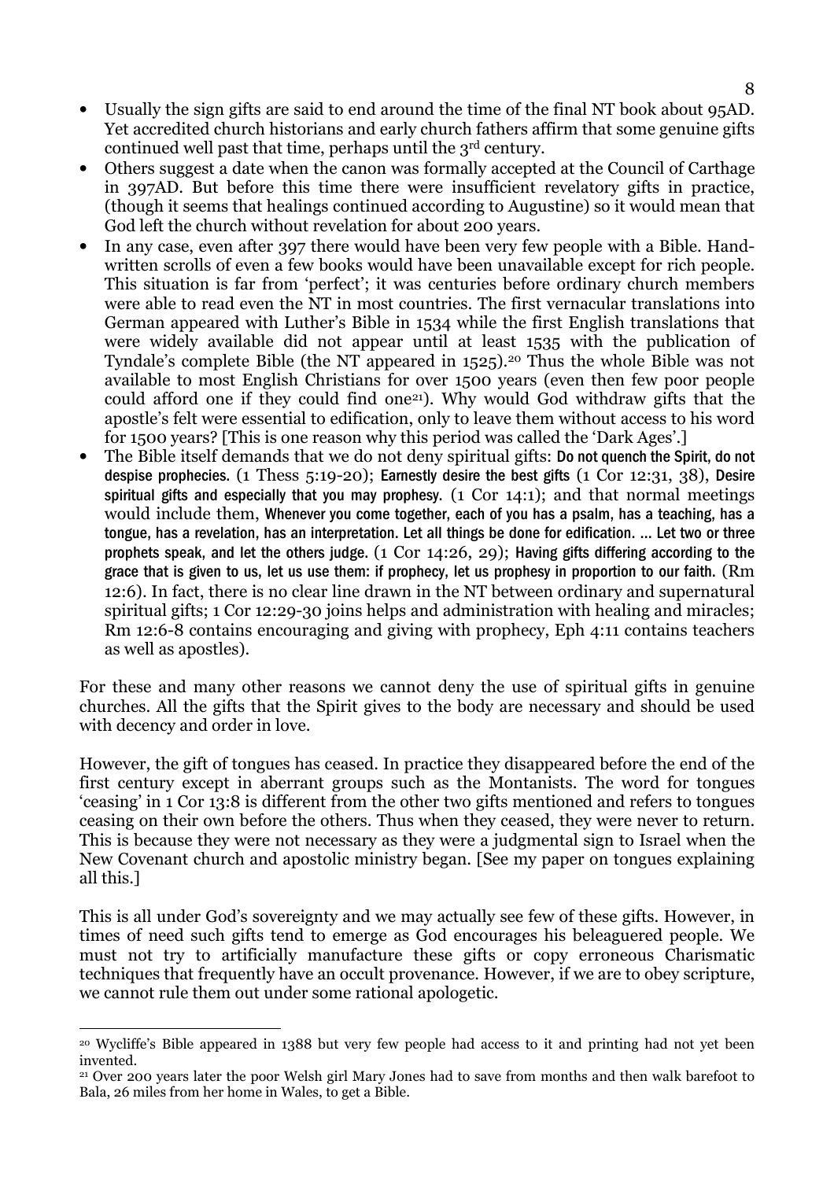- Usually the sign gifts are said to end around the time of the final NT book about 95AD. Yet accredited church historians and early church fathers affirm that some genuine gifts continued well past that time, perhaps until the 3rd century.
- Others suggest a date when the canon was formally accepted at the Council of Carthage in 397AD. But before this time there were insufficient revelatory gifts in practice, (though it seems that healings continued according to Augustine) so it would mean that God left the church without revelation for about 200 years.
- In any case, even after 397 there would have been very few people with a Bible. Hand-written scrolls of even a few books would have been unavailable except for rich people. This situation is far from 'perfect'; it was centuries before ordinary church members were able to read even the NT in most countries. The first vernacular translations into German appeared with Luther's Bible in 1534 while the first English translations that were widely available did not appear until at least 1535 with the publication of Tyndale's complete Bible (the NT appeared in 1525).[20] Thus the whole Bible was not available to most English Christians for over 1500 years (even then few poor people could afford one if they could find one[21]). Why would God withdraw gifts that the apostle's felt were essential to edification, only to leave them without access to his word for 1500 years? [This is one reason why this period was called the 'Dark Ages'.]
- The Bible itself demands that we do not deny spiritual gifts: Do not quench the Spirit, do not despise prophecies. (1 Thess 5:19-20); Earnestly desire the best gifts (1 Cor 12:31, 38), Desire spiritual gifts and especially that you may prophesy. (1 Cor 14:1); and that normal meetings would include them, Whenever you come together, each of you has a psalm, has a teaching, has a tongue, has a revelation, has an interpretation. Let all things be done for edification. … Let two or three prophets speak, and let the others judge. (1 Cor 14:26, 29); Having gifts differing according to the grace that is given to us, let us use them: if prophecy, let us prophesy in proportion to our faith. (Rm 12:6). In fact, there is no clear line drawn in the NT between ordinary and supernatural spiritual gifts; 1 Cor 12:29-30 joins helps and administration with healing and miracles; Rm 12:6-8 contains encouraging and giving with prophecy, Eph 4:11 contains teachers as well as apostles).

For these and many other reasons we cannot deny the use of spiritual gifts in genuine churches. All the gifts that the Spirit gives to the body are necessary and should be used with decency and order in love.

However, the gift of tongues has ceased. In practice they disappeared before the end of the first century except in aberrant groups such as the Montanists. The word for tongues 'ceasing' in 1 Cor 13:8 is different from the other two gifts mentioned and refers to tongues ceasing on their own before the others. Thus when they ceased, they were never to return. This is because they were not necessary as they were a judgmental sign to Israel when the New Covenant church and apostolic ministry began. [See my paper on tongues explaining all this.]

This is all under God's sovereignty and we may actually see few of these gifts. However, in times of need such gifts tend to emerge as God encourages his beleaguered people. We must not try to artificially manufacture these gifts or copy erroneous Charismatic techniques that frequently have an occult provenance. However, if we are to obey scripture, we cannot rule them out under some rational apologetic.

---

[20] Wycliffe's Bible appeared in 1388 but very few people had access to it and printing had not yet been invented.

[21] Over 200 years later the poor Welsh girl Mary Jones had to save from months and then walk barefoot to Bala, 26 miles from her home in Wales, to get a Bible.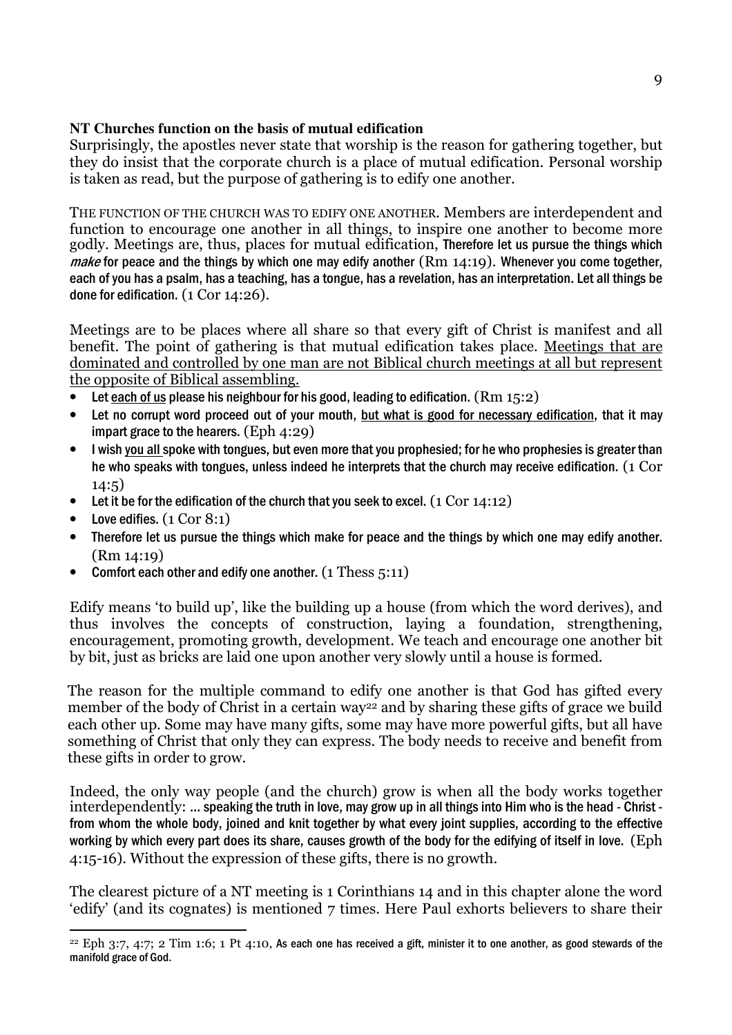**NT Churches function on the basis of mutual edification**

Surprisingly, the apostles never state that worship is the reason for gathering together, but they do insist that the corporate church is a place of mutual edification. Personal worship is taken as read, but the purpose of gathering is to edify one another.

THE FUNCTION OF THE CHURCH WAS TO EDIFY ONE ANOTHER. Members are interdependent and function to encourage one another in all things, to inspire one another to become more godly. Meetings are, thus, places for mutual edification, Therefore let us pursue the things which *make* for peace and the things by which one may edify another (Rm 14:19). Whenever you come together, each of you has a psalm, has a teaching, has a tongue, has a revelation, has an interpretation. Let all things be done for edification. (1 Cor 14:26).

Meetings are to be places where all share so that every gift of Christ is manifest and all benefit. The point of gathering is that mutual edification takes place. <u>Meetings that are dominated and controlled by one man are not Biblical church meetings at all but represent the opposite of Biblical assembling.</u>

- Let <u>each of us</u> please his neighbour for his good, leading to edification. (Rm 15:2)
- Let no corrupt word proceed out of your mouth, <u>but what is good for necessary edification</u>, that it may impart grace to the hearers. (Eph 4:29)
- I wish <u>you all</u> spoke with tongues, but even more that you prophesied; for he who prophesies is greater than he who speaks with tongues, unless indeed he interprets that the church may receive edification. (1 Cor 14:5)
- Let it be for the edification of the church that you seek to excel. (1 Cor 14:12)
- Love edifies. (1 Cor 8:1)
- Therefore let us pursue the things which make for peace and the things by which one may edify another. (Rm 14:19)
- Comfort each other and edify one another. (1 Thess 5:11)

Edify means 'to build up', like the building up a house (from which the word derives), and thus involves the concepts of construction, laying a foundation, strengthening, encouragement, promoting growth, development. We teach and encourage one another bit by bit, just as bricks are laid one upon another very slowly until a house is formed.

The reason for the multiple command to edify one another is that God has gifted every member of the body of Christ in a certain way[22] and by sharing these gifts of grace we build each other up. Some may have many gifts, some may have more powerful gifts, but all have something of Christ that only they can express. The body needs to receive and benefit from these gifts in order to grow.

Indeed, the only way people (and the church) grow is when all the body works together interdependently: ... speaking the truth in love, may grow up in all things into Him who is the head - Christ - from whom the whole body, joined and knit together by what every joint supplies, according to the effective working by which every part does its share, causes growth of the body for the edifying of itself in love. (Eph 4:15-16). Without the expression of these gifts, there is no growth.

The clearest picture of a NT meeting is 1 Corinthians 14 and in this chapter alone the word 'edify' (and its cognates) is mentioned 7 times. Here Paul exhorts believers to share their

---

[22] Eph 3:7, 4:7; 2 Tim 1:6; 1 Pt 4:10, As each one has received a gift, minister it to one another, as good stewards of the manifold grace of God.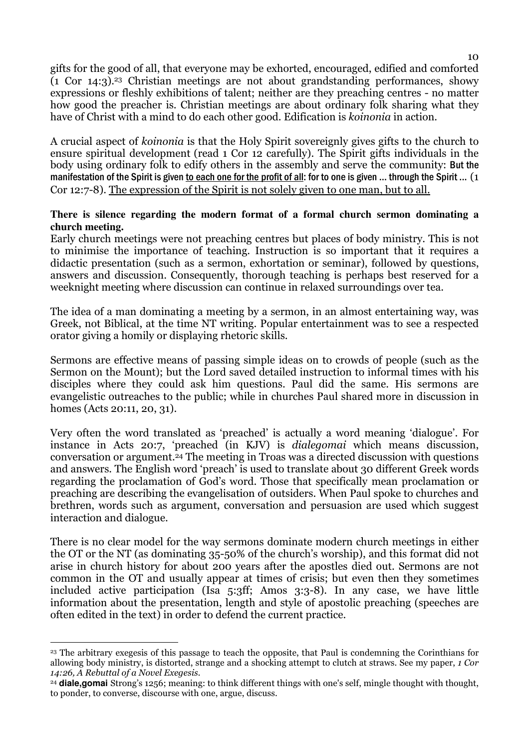gifts for the good of all, that everyone may be exhorted, encouraged, edified and comforted (1 Cor 14:3).[23] Christian meetings are not about grandstanding performances, showy expressions or fleshly exhibitions of talent; neither are they preaching centres - no matter how good the preacher is. Christian meetings are about ordinary folk sharing what they have of Christ with a mind to do each other good. Edification is *koinonia* in action.

A crucial aspect of *koinonia* is that the Holy Spirit sovereignly gives gifts to the church to ensure spiritual development (read 1 Cor 12 carefully). The Spirit gifts individuals in the body using ordinary folk to edify others in the assembly and serve the community: But the manifestation of the Spirit is given <u>to each one for the profit of all</u>: for to one is given ... through the Spirit ... (1 Cor 12:7-8). <u>The expression of the Spirit is not solely given to one man, but to all.</u>

**There is silence regarding the modern format of a formal church sermon dominating a church meeting.**

Early church meetings were not preaching centres but places of body ministry. This is not to minimise the importance of teaching. Instruction is so important that it requires a didactic presentation (such as a sermon, exhortation or seminar), followed by questions, answers and discussion. Consequently, thorough teaching is perhaps best reserved for a weeknight meeting where discussion can continue in relaxed surroundings over tea.

The idea of a man dominating a meeting by a sermon, in an almost entertaining way, was Greek, not Biblical, at the time NT writing. Popular entertainment was to see a respected orator giving a homily or displaying rhetoric skills.

Sermons are effective means of passing simple ideas on to crowds of people (such as the Sermon on the Mount); but the Lord saved detailed instruction to informal times with his disciples where they could ask him questions. Paul did the same. His sermons are evangelistic outreaches to the public; while in churches Paul shared more in discussion in homes (Acts 20:11, 20, 31).

Very often the word translated as 'preached' is actually a word meaning 'dialogue'. For instance in Acts 20:7, 'preached (in KJV) is *dialegomai* which means discussion, conversation or argument.[24] The meeting in Troas was a directed discussion with questions and answers. The English word 'preach' is used to translate about 30 different Greek words regarding the proclamation of God's word. Those that specifically mean proclamation or preaching are describing the evangelisation of outsiders. When Paul spoke to churches and brethren, words such as argument, conversation and persuasion are used which suggest interaction and dialogue.

There is no clear model for the way sermons dominate modern church meetings in either the OT or the NT (as dominating 35-50% of the church's worship), and this format did not arise in church history for about 200 years after the apostles died out. Sermons are not common in the OT and usually appear at times of crisis; but even then they sometimes included active participation (Isa 5:3ff; Amos 3:3-8). In any case, we have little information about the presentation, length and style of apostolic preaching (speeches are often edited in the text) in order to defend the current practice.

---

[23] The arbitrary exegesis of this passage to teach the opposite, that Paul is condemning the Corinthians for allowing body ministry, is distorted, strange and a shocking attempt to clutch at straws. See my paper, *1 Cor 14:26, A Rebuttal of a Novel Exegesis.*

[24] **diale,gomai** Strong's 1256; meaning: to think different things with one's self, mingle thought with thought, to ponder, to converse, discourse with one, argue, discuss.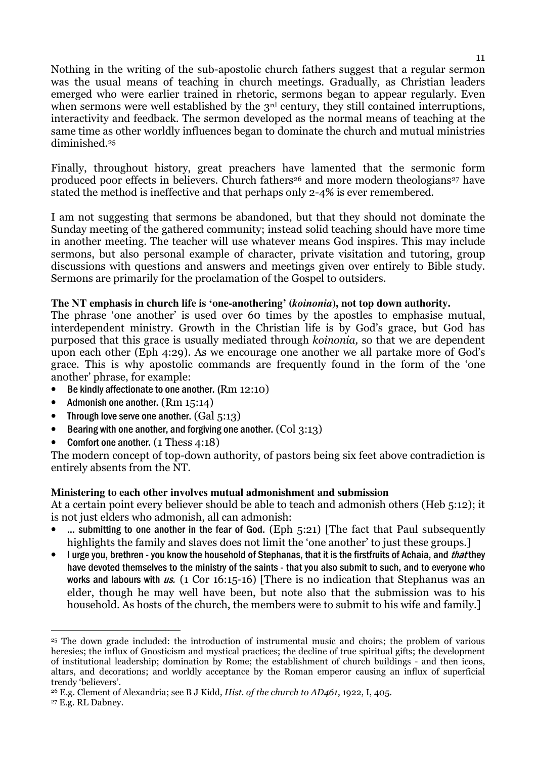Nothing in the writing of the sub-apostolic church fathers suggest that a regular sermon was the usual means of teaching in church meetings. Gradually, as Christian leaders emerged who were earlier trained in rhetoric, sermons began to appear regularly. Even when sermons were well established by the 3rd century, they still contained interruptions, interactivity and feedback. The sermon developed as the normal means of teaching at the same time as other worldly influences began to dominate the church and mutual ministries diminished.[25]

Finally, throughout history, great preachers have lamented that the sermonic form produced poor effects in believers. Church fathers[26] and more modern theologians[27] have stated the method is ineffective and that perhaps only 2-4% is ever remembered.

I am not suggesting that sermons be abandoned, but that they should not dominate the Sunday meeting of the gathered community; instead solid teaching should have more time in another meeting. The teacher will use whatever means God inspires. This may include sermons, but also personal example of character, private visitation and tutoring, group discussions with questions and answers and meetings given over entirely to Bible study. Sermons are primarily for the proclamation of the Gospel to outsiders.

**The NT emphasis in church life is 'one-anothering' (*koinonia*), not top down authority.**

The phrase 'one another' is used over 60 times by the apostles to emphasise mutual, interdependent ministry. Growth in the Christian life is by God's grace, but God has purposed that this grace is usually mediated through *koinonia,* so that we are dependent upon each other (Eph 4:29). As we encourage one another we all partake more of God's grace. This is why apostolic commands are frequently found in the form of the 'one another' phrase, for example:

- Be kindly affectionate to one another. (Rm 12:10)
- Admonish one another. (Rm 15:14)
- Through love serve one another. (Gal 5:13)
- Bearing with one another, and forgiving one another. (Col 3:13)
- Comfort one another. (1 Thess 4:18)

The modern concept of top-down authority, of pastors being six feet above contradiction is entirely absents from the NT.

**Ministering to each other involves mutual admonishment and submission**

At a certain point every believer should be able to teach and admonish others (Heb 5:12); it is not just elders who admonish, all can admonish:

- … submitting to one another in the fear of God. (Eph 5:21) [The fact that Paul subsequently highlights the family and slaves does not limit the 'one another' to just these groups.]
- I urge you, brethren - you know the household of Stephanas, that it is the firstfruits of Achaia, and *that* they have devoted themselves to the ministry of the saints - that you also submit to such, and to everyone who works and labours with *us.* (1 Cor 16:15-16) [There is no indication that Stephanus was an elder, though he may well have been, but note also that the submission was to his household. As hosts of the church, the members were to submit to his wife and family.]

---

[25] The down grade included: the introduction of instrumental music and choirs; the problem of various heresies; the influx of Gnosticism and mystical practices; the decline of true spiritual gifts; the development of institutional leadership; domination by Rome; the establishment of church buildings - and then icons, altars, and decorations; and worldly acceptance by the Roman emperor causing an influx of superficial trendy 'believers'.

[26] E.g. Clement of Alexandria; see B J Kidd, *Hist. of the church to AD461*, 1922, I, 405.

[27] E.g. RL Dabney.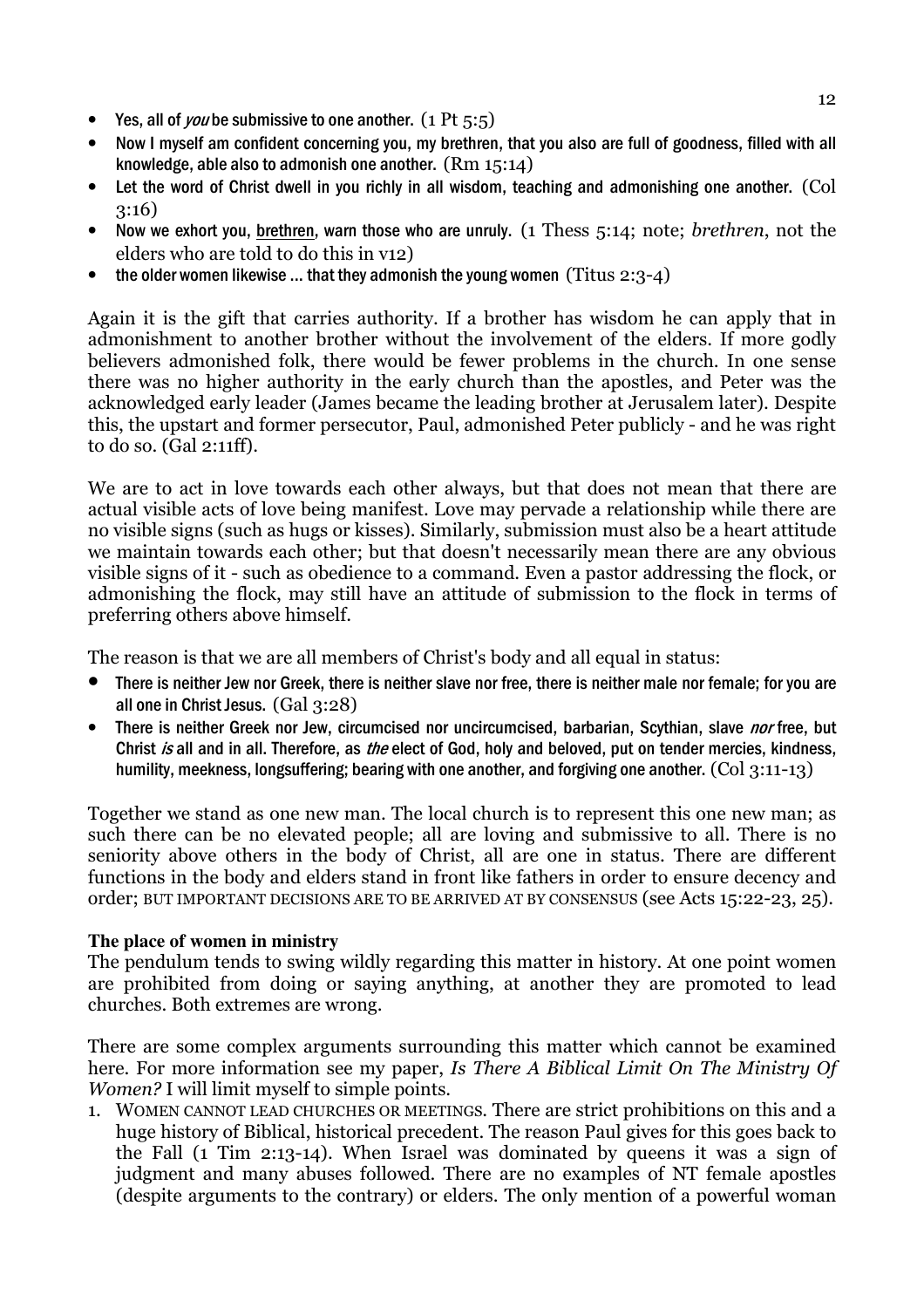- Yes, all of *you* be submissive to one another. (1 Pt 5:5)
- Now I myself am confident concerning you, my brethren, that you also are full of goodness, filled with all knowledge, able also to admonish one another. (Rm 15:14)
- Let the word of Christ dwell in you richly in all wisdom, teaching and admonishing one another. (Col 3:16)
- Now we exhort you, brethren, warn those who are unruly. (1 Thess 5:14; note; *brethren*, not the elders who are told to do this in v12)
- the older women likewise … that they admonish the young women (Titus 2:3-4)

Again it is the gift that carries authority. If a brother has wisdom he can apply that in admonishment to another brother without the involvement of the elders. If more godly believers admonished folk, there would be fewer problems in the church. In one sense there was no higher authority in the early church than the apostles, and Peter was the acknowledged early leader (James became the leading brother at Jerusalem later). Despite this, the upstart and former persecutor, Paul, admonished Peter publicly - and he was right to do so. (Gal 2:11ff).

We are to act in love towards each other always, but that does not mean that there are actual visible acts of love being manifest. Love may pervade a relationship while there are no visible signs (such as hugs or kisses). Similarly, submission must also be a heart attitude we maintain towards each other; but that doesn't necessarily mean there are any obvious visible signs of it - such as obedience to a command. Even a pastor addressing the flock, or admonishing the flock, may still have an attitude of submission to the flock in terms of preferring others above himself.

The reason is that we are all members of Christ's body and all equal in status:

- There is neither Jew nor Greek, there is neither slave nor free, there is neither male nor female; for you are all one in Christ Jesus. (Gal 3:28)
- There is neither Greek nor Jew, circumcised nor uncircumcised, barbarian, Scythian, slave *nor* free, but Christ *is* all and in all. Therefore, as *the* elect of God, holy and beloved, put on tender mercies, kindness, humility, meekness, longsuffering; bearing with one another, and forgiving one another. (Col 3:11-13)

Together we stand as one new man. The local church is to represent this one new man; as such there can be no elevated people; all are loving and submissive to all. There is no seniority above others in the body of Christ, all are one in status. There are different functions in the body and elders stand in front like fathers in order to ensure decency and order; BUT IMPORTANT DECISIONS ARE TO BE ARRIVED AT BY CONSENSUS (see Acts 15:22-23, 25).

**The place of women in ministry**

The pendulum tends to swing wildly regarding this matter in history. At one point women are prohibited from doing or saying anything, at another they are promoted to lead churches. Both extremes are wrong.

There are some complex arguments surrounding this matter which cannot be examined here. For more information see my paper, *Is There A Biblical Limit On The Ministry Of Women?* I will limit myself to simple points.

1. WOMEN CANNOT LEAD CHURCHES OR MEETINGS. There are strict prohibitions on this and a huge history of Biblical, historical precedent. The reason Paul gives for this goes back to the Fall (1 Tim 2:13-14). When Israel was dominated by queens it was a sign of judgment and many abuses followed. There are no examples of NT female apostles (despite arguments to the contrary) or elders. The only mention of a powerful woman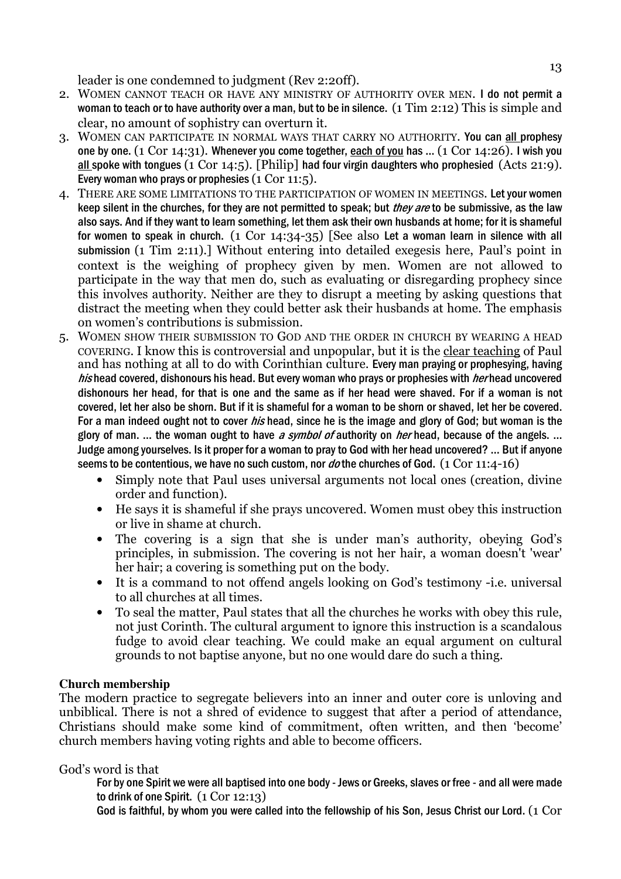leader is one condemned to judgment (Rev 2:20ff).

2. WOMEN CANNOT TEACH OR HAVE ANY MINISTRY OF AUTHORITY OVER MEN. I do not permit a woman to teach or to have authority over a man, but to be in silence. (1 Tim 2:12) This is simple and clear, no amount of sophistry can overturn it.
3. WOMEN CAN PARTICIPATE IN NORMAL WAYS THAT CARRY NO AUTHORITY. You can <u>all</u> prophesy one by one. (1 Cor 14:31). Whenever you come together, <u>each of you</u> has ... (1 Cor 14:26). I wish you <u>all</u> spoke with tongues (1 Cor 14:5). [Philip] had four virgin daughters who prophesied (Acts 21:9). Every woman who prays or prophesies (1 Cor 11:5).
4. THERE ARE SOME LIMITATIONS TO THE PARTICIPATION OF WOMEN IN MEETINGS. Let your women keep silent in the churches, for they are not permitted to speak; but *they are* to be submissive, as the law also says. And if they want to learn something, let them ask their own husbands at home; for it is shameful for women to speak in church. (1 Cor 14:34-35) [See also Let a woman learn in silence with all submission (1 Tim 2:11).] Without entering into detailed exegesis here, Paul's point in context is the weighing of prophecy given by men. Women are not allowed to participate in the way that men do, such as evaluating or disregarding prophecy since this involves authority. Neither are they to disrupt a meeting by asking questions that distract the meeting when they could better ask their husbands at home. The emphasis on women's contributions is submission.
5. WOMEN SHOW THEIR SUBMISSION TO GOD AND THE ORDER IN CHURCH BY WEARING A HEAD COVERING. I know this is controversial and unpopular, but it is the <u>clear teaching</u> of Paul and has nothing at all to do with Corinthian culture. Every man praying or prophesying, having *his* head covered, dishonours his head. But every woman who prays or prophesies with *her* head uncovered dishonours her head, for that is one and the same as if her head were shaved. For if a woman is not covered, let her also be shorn. But if it is shameful for a woman to be shorn or shaved, let her be covered. For a man indeed ought not to cover *his* head, since he is the image and glory of God; but woman is the glory of man. ... the woman ought to have *a symbol of* authority on *her* head, because of the angels. ... Judge among yourselves. Is it proper for a woman to pray to God with her head uncovered? ... But if anyone seems to be contentious, we have no such custom, nor *do* the churches of God. (1 Cor 11:4-16)
   - Simply note that Paul uses universal arguments not local ones (creation, divine order and function).
   - He says it is shameful if she prays uncovered. Women must obey this instruction or live in shame at church.
   - The covering is a sign that she is under man's authority, obeying God's principles, in submission. The covering is not her hair, a woman doesn't 'wear' her hair; a covering is something put on the body.
   - It is a command to not offend angels looking on God's testimony -i.e. universal to all churches at all times.
   - To seal the matter, Paul states that all the churches he works with obey this rule, not just Corinth. The cultural argument to ignore this instruction is a scandalous fudge to avoid clear teaching. We could make an equal argument on cultural grounds to not baptise anyone, but no one would dare do such a thing.

**Church membership**

The modern practice to segregate believers into an inner and outer core is unloving and unbiblical. There is not a shred of evidence to suggest that after a period of attendance, Christians should make some kind of commitment, often written, and then 'become' church members having voting rights and able to become officers.

God's word is that

> For by one Spirit we were all baptised into one body - Jews or Greeks, slaves or free - and all were made to drink of one Spirit. (1 Cor 12:13)
>
> God is faithful, by whom you were called into the fellowship of his Son, Jesus Christ our Lord. (1 Cor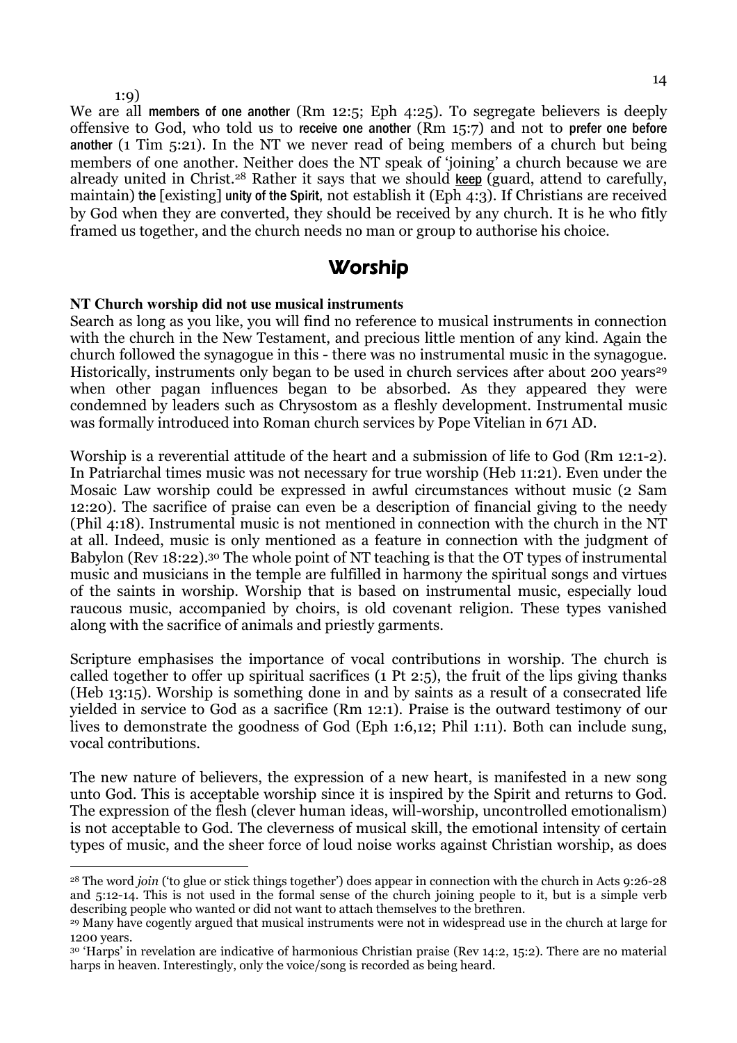1:9)

We are all members of one another (Rm 12:5; Eph 4:25). To segregate believers is deeply offensive to God, who told us to receive one another (Rm 15:7) and not to prefer one before another (1 Tim 5:21). In the NT we never read of being members of a church but being members of one another. Neither does the NT speak of 'joining' a church because we are already united in Christ.[28] Rather it says that we should keep (guard, attend to carefully, maintain) the [existing] unity of the Spirit, not establish it (Eph 4:3). If Christians are received by God when they are converted, they should be received by any church. It is he who fitly framed us together, and the church needs no man or group to authorise his choice.

## Worship

**NT Church worship did not use musical instruments**

Search as long as you like, you will find no reference to musical instruments in connection with the church in the New Testament, and precious little mention of any kind. Again the church followed the synagogue in this - there was no instrumental music in the synagogue. Historically, instruments only began to be used in church services after about 200 years[29] when other pagan influences began to be absorbed. As they appeared they were condemned by leaders such as Chrysostom as a fleshly development. Instrumental music was formally introduced into Roman church services by Pope Vitelian in 671 AD.

Worship is a reverential attitude of the heart and a submission of life to God (Rm 12:1-2). In Patriarchal times music was not necessary for true worship (Heb 11:21). Even under the Mosaic Law worship could be expressed in awful circumstances without music (2 Sam 12:20). The sacrifice of praise can even be a description of financial giving to the needy (Phil 4:18). Instrumental music is not mentioned in connection with the church in the NT at all. Indeed, music is only mentioned as a feature in connection with the judgment of Babylon (Rev 18:22).[30] The whole point of NT teaching is that the OT types of instrumental music and musicians in the temple are fulfilled in harmony the spiritual songs and virtues of the saints in worship. Worship that is based on instrumental music, especially loud raucous music, accompanied by choirs, is old covenant religion. These types vanished along with the sacrifice of animals and priestly garments.

Scripture emphasises the importance of vocal contributions in worship. The church is called together to offer up spiritual sacrifices (1 Pt 2:5), the fruit of the lips giving thanks (Heb 13:15). Worship is something done in and by saints as a result of a consecrated life yielded in service to God as a sacrifice (Rm 12:1). Praise is the outward testimony of our lives to demonstrate the goodness of God (Eph 1:6,12; Phil 1:11). Both can include sung, vocal contributions.

The new nature of believers, the expression of a new heart, is manifested in a new song unto God. This is acceptable worship since it is inspired by the Spirit and returns to God. The expression of the flesh (clever human ideas, will-worship, uncontrolled emotionalism) is not acceptable to God. The cleverness of musical skill, the emotional intensity of certain types of music, and the sheer force of loud noise works against Christian worship, as does

---

[28] The word *join* ('to glue or stick things together') does appear in connection with the church in Acts 9:26-28 and 5:12-14. This is not used in the formal sense of the church joining people to it, but is a simple verb describing people who wanted or did not want to attach themselves to the brethren.

[29] Many have cogently argued that musical instruments were not in widespread use in the church at large for 1200 years.

[30] 'Harps' in revelation are indicative of harmonious Christian praise (Rev 14:2, 15:2). There are no material harps in heaven. Interestingly, only the voice/song is recorded as being heard.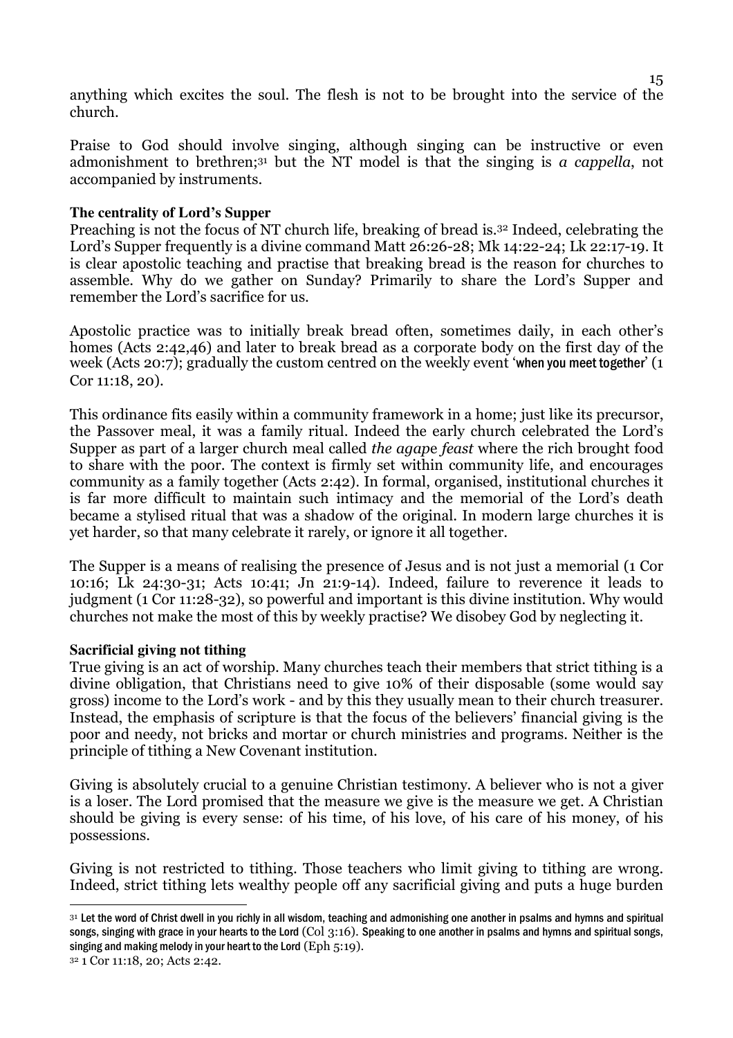anything which excites the soul. The flesh is not to be brought into the service of the church.

Praise to God should involve singing, although singing can be instructive or even admonishment to brethren;[31] but the NT model is that the singing is *a cappella*, not accompanied by instruments.

**The centrality of Lord's Supper**

Preaching is not the focus of NT church life, breaking of bread is.[32] Indeed, celebrating the Lord's Supper frequently is a divine command Matt 26:26-28; Mk 14:22-24; Lk 22:17-19. It is clear apostolic teaching and practise that breaking bread is the reason for churches to assemble. Why do we gather on Sunday? Primarily to share the Lord's Supper and remember the Lord's sacrifice for us.

Apostolic practice was to initially break bread often, sometimes daily, in each other's homes (Acts 2:42,46) and later to break bread as a corporate body on the first day of the week (Acts 20:7); gradually the custom centred on the weekly event 'when you meet together' (1 Cor 11:18, 20).

This ordinance fits easily within a community framework in a home; just like its precursor, the Passover meal, it was a family ritual. Indeed the early church celebrated the Lord's Supper as part of a larger church meal called *the agape feast* where the rich brought food to share with the poor. The context is firmly set within community life, and encourages community as a family together (Acts 2:42). In formal, organised, institutional churches it is far more difficult to maintain such intimacy and the memorial of the Lord's death became a stylised ritual that was a shadow of the original. In modern large churches it is yet harder, so that many celebrate it rarely, or ignore it all together.

The Supper is a means of realising the presence of Jesus and is not just a memorial (1 Cor 10:16; Lk 24:30-31; Acts 10:41; Jn 21:9-14). Indeed, failure to reverence it leads to judgment (1 Cor 11:28-32), so powerful and important is this divine institution. Why would churches not make the most of this by weekly practise? We disobey God by neglecting it.

**Sacrificial giving not tithing**

True giving is an act of worship. Many churches teach their members that strict tithing is a divine obligation, that Christians need to give 10% of their disposable (some would say gross) income to the Lord's work - and by this they usually mean to their church treasurer. Instead, the emphasis of scripture is that the focus of the believers' financial giving is the poor and needy, not bricks and mortar or church ministries and programs. Neither is the principle of tithing a New Covenant institution.

Giving is absolutely crucial to a genuine Christian testimony. A believer who is not a giver is a loser. The Lord promised that the measure we give is the measure we get. A Christian should be giving is every sense: of his time, of his love, of his care of his money, of his possessions.

Giving is not restricted to tithing. Those teachers who limit giving to tithing are wrong. Indeed, strict tithing lets wealthy people off any sacrificial giving and puts a huge burden

---

[31] Let the word of Christ dwell in you richly in all wisdom, teaching and admonishing one another in psalms and hymns and spiritual songs, singing with grace in your hearts to the Lord (Col 3:16). Speaking to one another in psalms and hymns and spiritual songs, singing and making melody in your heart to the Lord (Eph 5:19).

[32] 1 Cor 11:18, 20; Acts 2:42.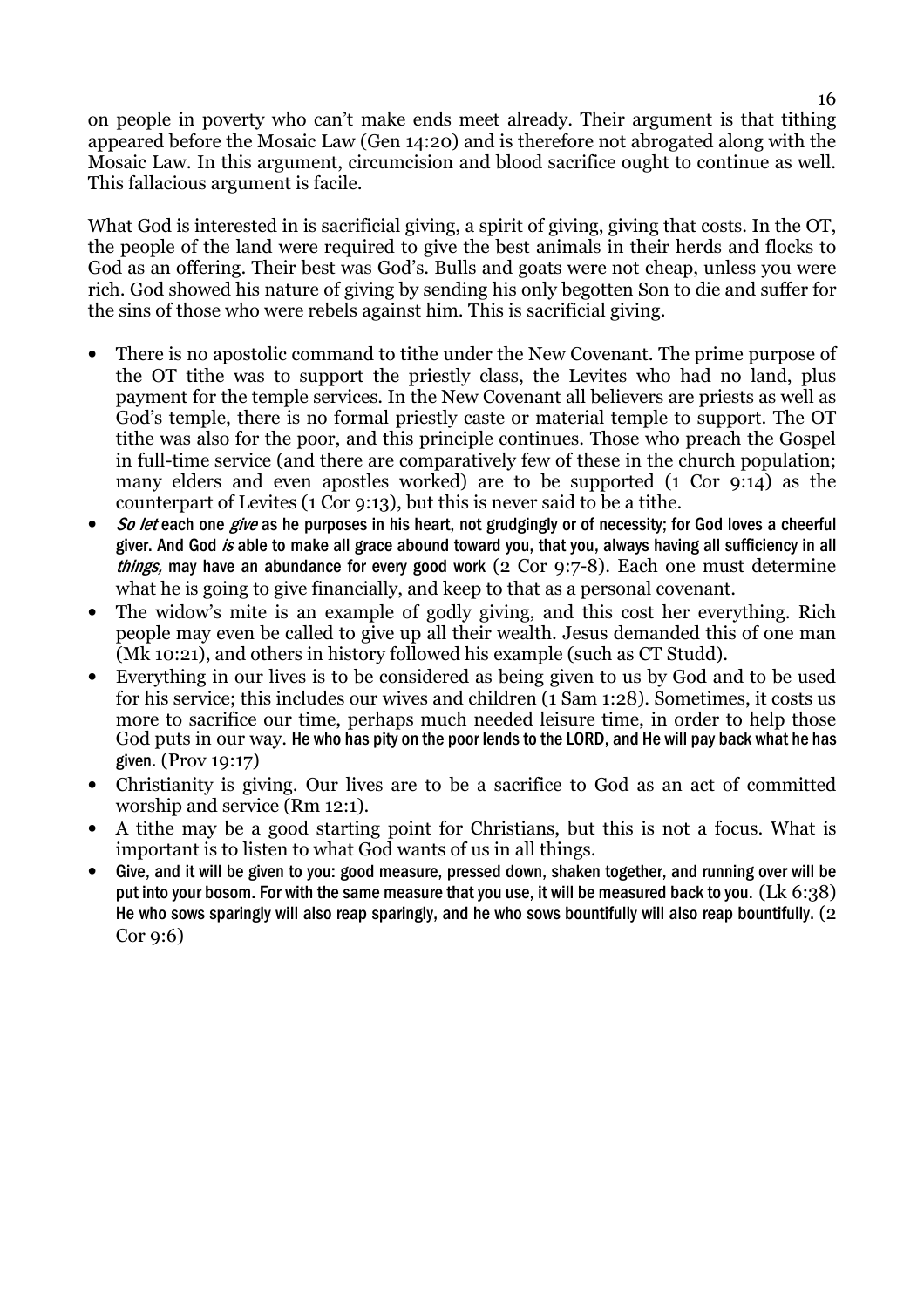on people in poverty who can't make ends meet already. Their argument is that tithing appeared before the Mosaic Law (Gen 14:20) and is therefore not abrogated along with the Mosaic Law. In this argument, circumcision and blood sacrifice ought to continue as well. This fallacious argument is facile.

What God is interested in is sacrificial giving, a spirit of giving, giving that costs. In the OT, the people of the land were required to give the best animals in their herds and flocks to God as an offering. Their best was God's. Bulls and goats were not cheap, unless you were rich. God showed his nature of giving by sending his only begotten Son to die and suffer for the sins of those who were rebels against him. This is sacrificial giving.

- There is no apostolic command to tithe under the New Covenant. The prime purpose of the OT tithe was to support the priestly class, the Levites who had no land, plus payment for the temple services. In the New Covenant all believers are priests as well as God's temple, there is no formal priestly caste or material temple to support. The OT tithe was also for the poor, and this principle continues. Those who preach the Gospel in full-time service (and there are comparatively few of these in the church population; many elders and even apostles worked) are to be supported (1 Cor 9:14) as the counterpart of Levites (1 Cor 9:13), but this is never said to be a tithe.
- *So let* each one *give* as he purposes in his heart, not grudgingly or of necessity; for God loves a cheerful giver. And God *is* able to make all grace abound toward you, that you, always having all sufficiency in all *things,* may have an abundance for every good work (2 Cor 9:7-8). Each one must determine what he is going to give financially, and keep to that as a personal covenant.
- The widow's mite is an example of godly giving, and this cost her everything. Rich people may even be called to give up all their wealth. Jesus demanded this of one man (Mk 10:21), and others in history followed his example (such as CT Studd).
- Everything in our lives is to be considered as being given to us by God and to be used for his service; this includes our wives and children (1 Sam 1:28). Sometimes, it costs us more to sacrifice our time, perhaps much needed leisure time, in order to help those God puts in our way. He who has pity on the poor lends to the LORD, and He will pay back what he has given. (Prov 19:17)
- Christianity is giving. Our lives are to be a sacrifice to God as an act of committed worship and service (Rm 12:1).
- A tithe may be a good starting point for Christians, but this is not a focus. What is important is to listen to what God wants of us in all things.
- Give, and it will be given to you: good measure, pressed down, shaken together, and running over will be put into your bosom. For with the same measure that you use, it will be measured back to you. (Lk 6:38) He who sows sparingly will also reap sparingly, and he who sows bountifully will also reap bountifully. (2 Cor 9:6)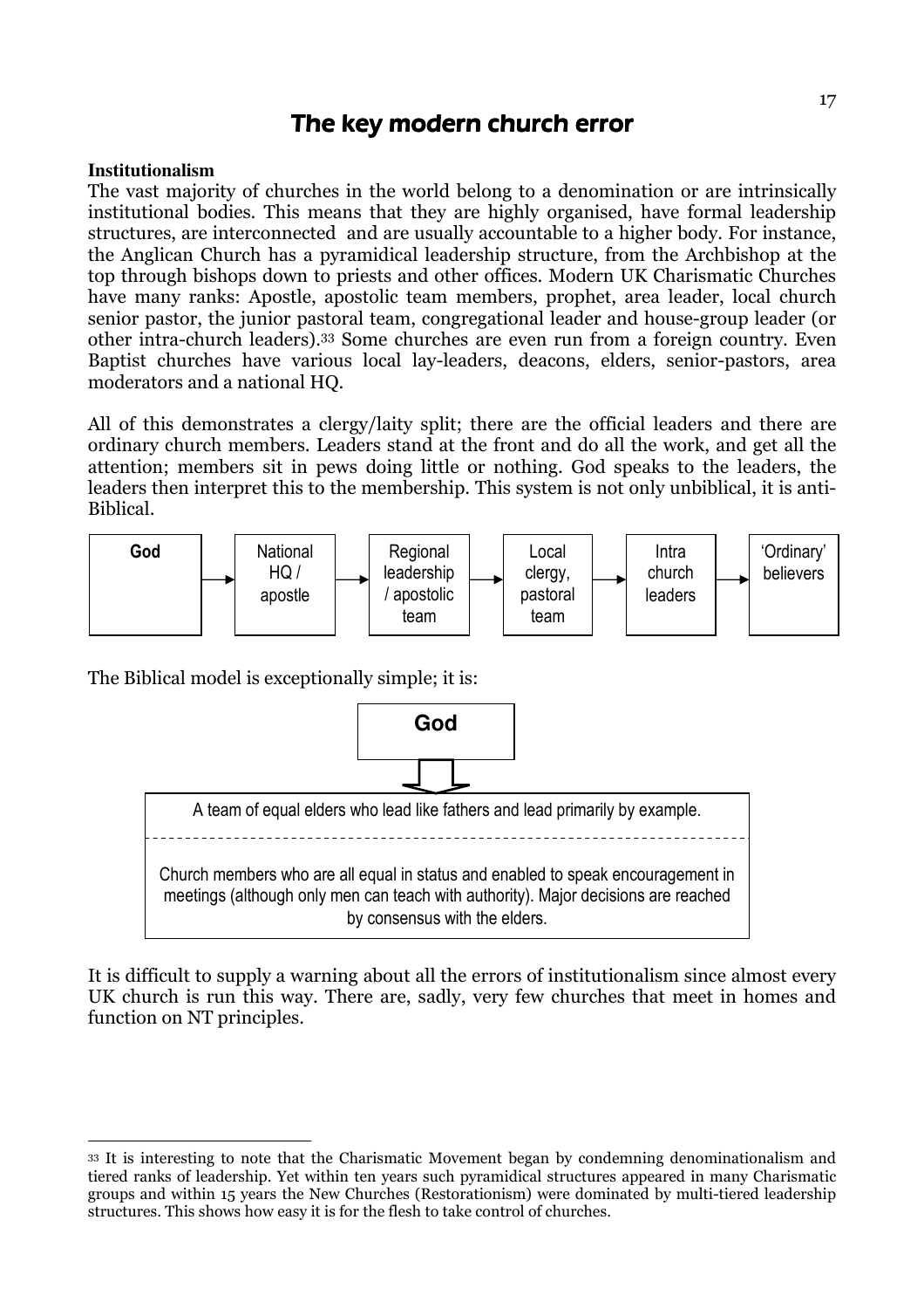# The key modern church error

**Institutionalism**

The vast majority of churches in the world belong to a denomination or are intrinsically institutional bodies. This means that they are highly organised, have formal leadership structures, are interconnected and are usually accountable to a higher body. For instance, the Anglican Church has a pyramidical leadership structure, from the Archbishop at the top through bishops down to priests and other offices. Modern UK Charismatic Churches have many ranks: Apostle, apostolic team members, prophet, area leader, local church senior pastor, the junior pastoral team, congregational leader and house-group leader (or other intra-church leaders).[33] Some churches are even run from a foreign country. Even Baptist churches have various local lay-leaders, deacons, elders, senior-pastors, area moderators and a national HQ.

All of this demonstrates a clergy/laity split; there are the official leaders and there are ordinary church members. Leaders stand at the front and do all the work, and get all the attention; members sit in pews doing little or nothing. God speaks to the leaders, the leaders then interpret this to the membership. This system is not only unbiblical, it is anti-Biblical.

**God** → National HQ / apostle → Regional leadership / apostolic team → Local clergy, pastoral team → Intra church leaders → 'Ordinary' believers

The Biblical model is exceptionally simple; it is:

**God**

↓

A team of equal elders who lead like fathers and lead primarily by example.

Church members who are all equal in status and enabled to speak encouragement in meetings (although only men can teach with authority). Major decisions are reached by consensus with the elders.

It is difficult to supply a warning about all the errors of institutionalism since almost every UK church is run this way. There are, sadly, very few churches that meet in homes and function on NT principles.

---

[33] It is interesting to note that the Charismatic Movement began by condemning denominationalism and tiered ranks of leadership. Yet within ten years such pyramidical structures appeared in many Charismatic groups and within 15 years the New Churches (Restorationism) were dominated by multi-tiered leadership structures. This shows how easy it is for the flesh to take control of churches.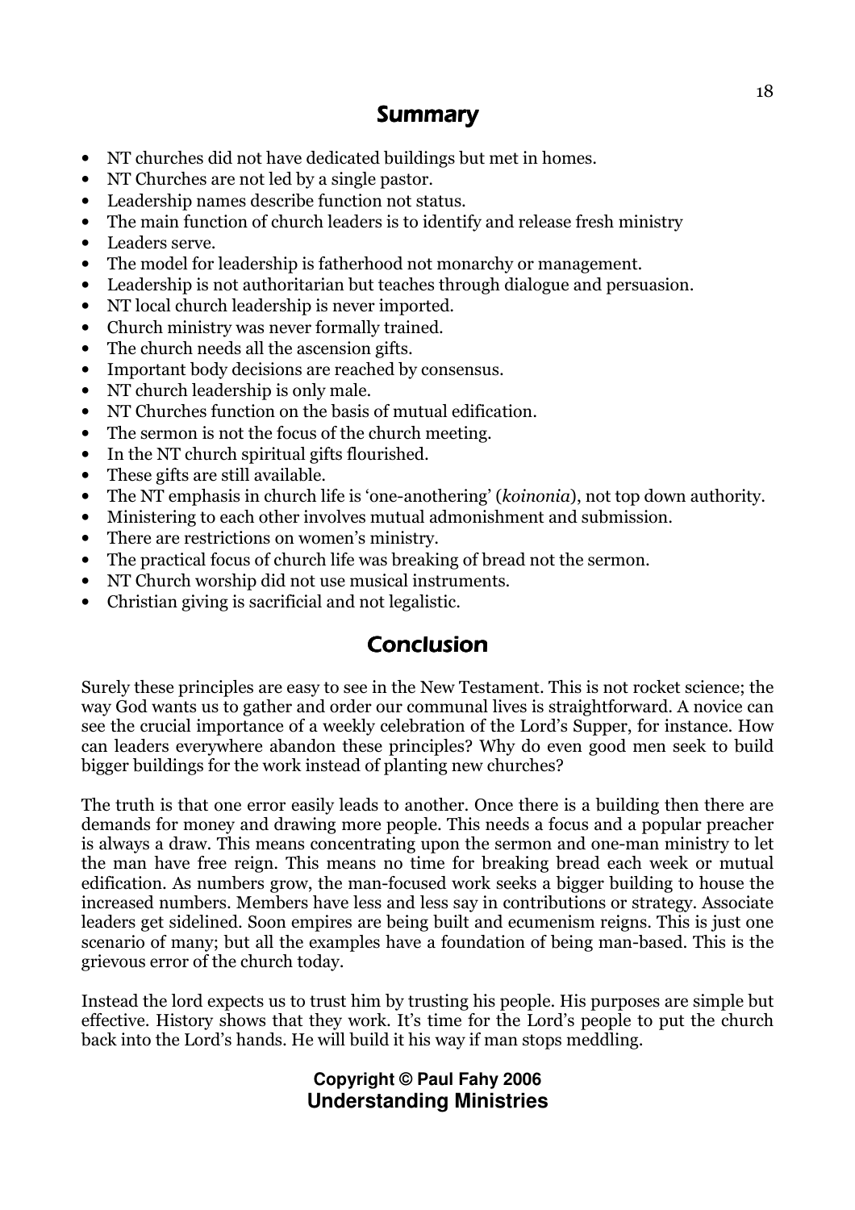## Summary

- NT churches did not have dedicated buildings but met in homes.
- NT Churches are not led by a single pastor.
- Leadership names describe function not status.
- The main function of church leaders is to identify and release fresh ministry
- Leaders serve.
- The model for leadership is fatherhood not monarchy or management.
- Leadership is not authoritarian but teaches through dialogue and persuasion.
- NT local church leadership is never imported.
- Church ministry was never formally trained.
- The church needs all the ascension gifts.
- Important body decisions are reached by consensus.
- NT church leadership is only male.
- NT Churches function on the basis of mutual edification.
- The sermon is not the focus of the church meeting.
- In the NT church spiritual gifts flourished.
- These gifts are still available.
- The NT emphasis in church life is 'one-anothering' (*koinonia*), not top down authority.
- Ministering to each other involves mutual admonishment and submission.
- There are restrictions on women's ministry.
- The practical focus of church life was breaking of bread not the sermon.
- NT Church worship did not use musical instruments.
- Christian giving is sacrificial and not legalistic.

## Conclusion

Surely these principles are easy to see in the New Testament. This is not rocket science; the way God wants us to gather and order our communal lives is straightforward. A novice can see the crucial importance of a weekly celebration of the Lord's Supper, for instance. How can leaders everywhere abandon these principles? Why do even good men seek to build bigger buildings for the work instead of planting new churches?

The truth is that one error easily leads to another. Once there is a building then there are demands for money and drawing more people. This needs a focus and a popular preacher is always a draw. This means concentrating upon the sermon and one-man ministry to let the man have free reign. This means no time for breaking bread each week or mutual edification. As numbers grow, the man-focused work seeks a bigger building to house the increased numbers. Members have less and less say in contributions or strategy. Associate leaders get sidelined. Soon empires are being built and ecumenism reigns. This is just one scenario of many; but all the examples have a foundation of being man-based. This is the grievous error of the church today.

Instead the lord expects us to trust him by trusting his people. His purposes are simple but effective. History shows that they work. It's time for the Lord's people to put the church back into the Lord's hands. He will build it his way if man stops meddling.

**Copyright © Paul Fahy 2006**
**Understanding Ministries**